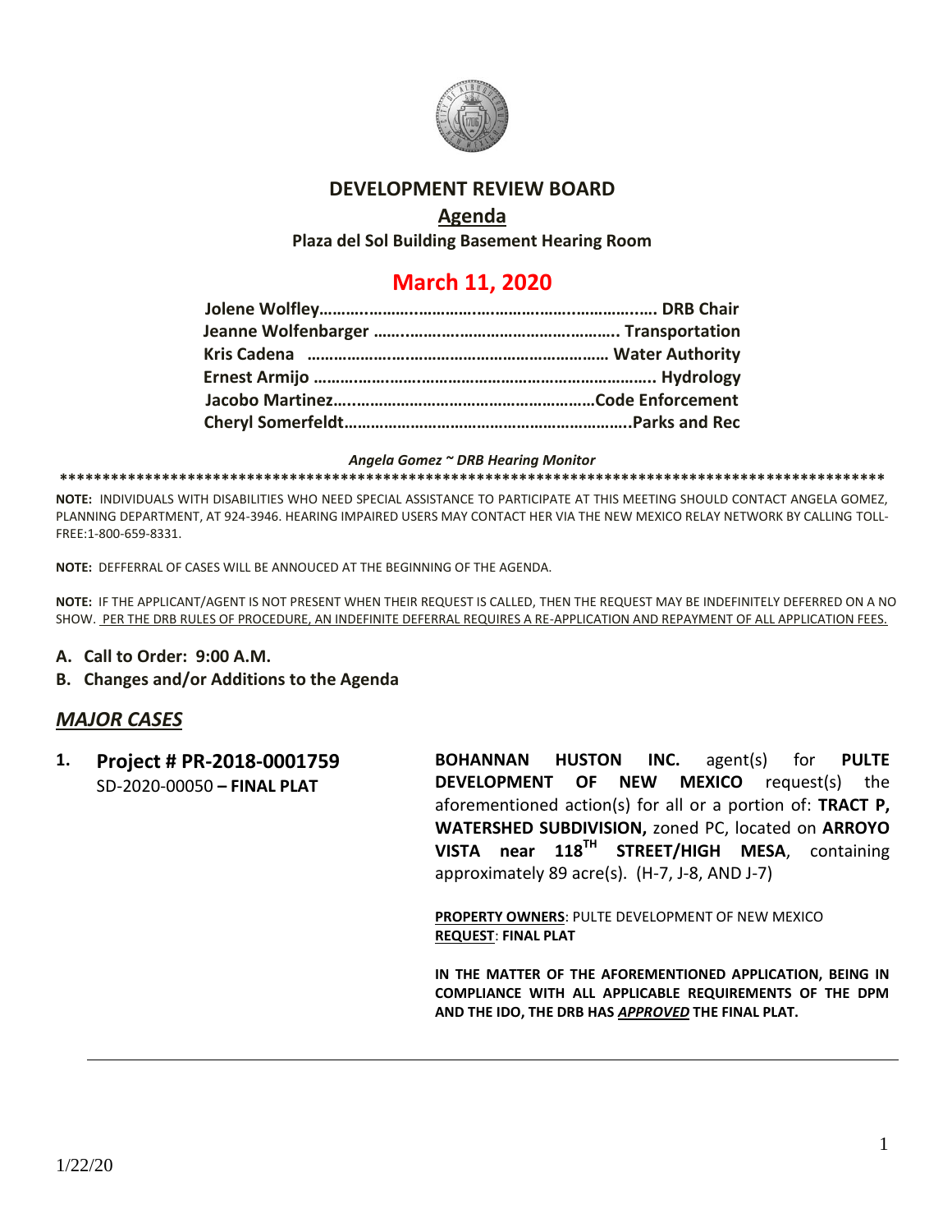# DEVELOPMENT REVIEW BOARD

## Agenda

**Plaza del Sol Building Basement Hearing Room**

## March 11, 2020

**Jolene Wolfley……………………………………………………………… DRB Chair**
**Jeanne Wolfenbarger …………………………………………… Transportation**
**Kris Cadena ………………………………………………………… Water Authority**
**Ernest Armijo ………………………………………………………………. Hydrology**
**Jacobo Martinez……………………………………………………Code Enforcement**
**Cheryl Somerfeldt…………………………………………………………..Parks and Rec**

*Angela Gomez ~ DRB Hearing Monitor*

**NOTE:** INDIVIDUALS WITH DISABILITIES WHO NEED SPECIAL ASSISTANCE TO PARTICIPATE AT THIS MEETING SHOULD CONTACT ANGELA GOMEZ, PLANNING DEPARTMENT, AT 924-3946. HEARING IMPAIRED USERS MAY CONTACT HER VIA THE NEW MEXICO RELAY NETWORK BY CALLING TOLL-FREE:1-800-659-8331.

**NOTE:** DEFFERRAL OF CASES WILL BE ANNOUCED AT THE BEGINNING OF THE AGENDA.

**NOTE:** IF THE APPLICANT/AGENT IS NOT PRESENT WHEN THEIR REQUEST IS CALLED, THEN THE REQUEST MAY BE INDEFINITELY DEFERRED ON A NO SHOW. PER THE DRB RULES OF PROCEDURE, AN INDEFINITE DEFERRAL REQUIRES A RE-APPLICATION AND REPAYMENT OF ALL APPLICATION FEES.

**A. Call to Order: 9:00 A.M.**
**B. Changes and/or Additions to the Agenda**

## *MAJOR CASES*

**1. Project # PR-2018-0001759**
SD-2020-00050 **– FINAL PLAT**

**BOHANNAN HUSTON INC.** agent(s) for **PULTE DEVELOPMENT OF NEW MEXICO** request(s) the aforementioned action(s) for all or a portion of: **TRACT P, WATERSHED SUBDIVISION,** zoned PC, located on **ARROYO VISTA near 118TH STREET/HIGH MESA**, containing approximately 89 acre(s). (H-7, J-8, AND J-7)

**PROPERTY OWNERS**: PULTE DEVELOPMENT OF NEW MEXICO
**REQUEST**: **FINAL PLAT**

**IN THE MATTER OF THE AFOREMENTIONED APPLICATION, BEING IN COMPLIANCE WITH ALL APPLICABLE REQUIREMENTS OF THE DPM AND THE IDO, THE DRB HAS *APPROVED* THE FINAL PLAT.**

1/22/20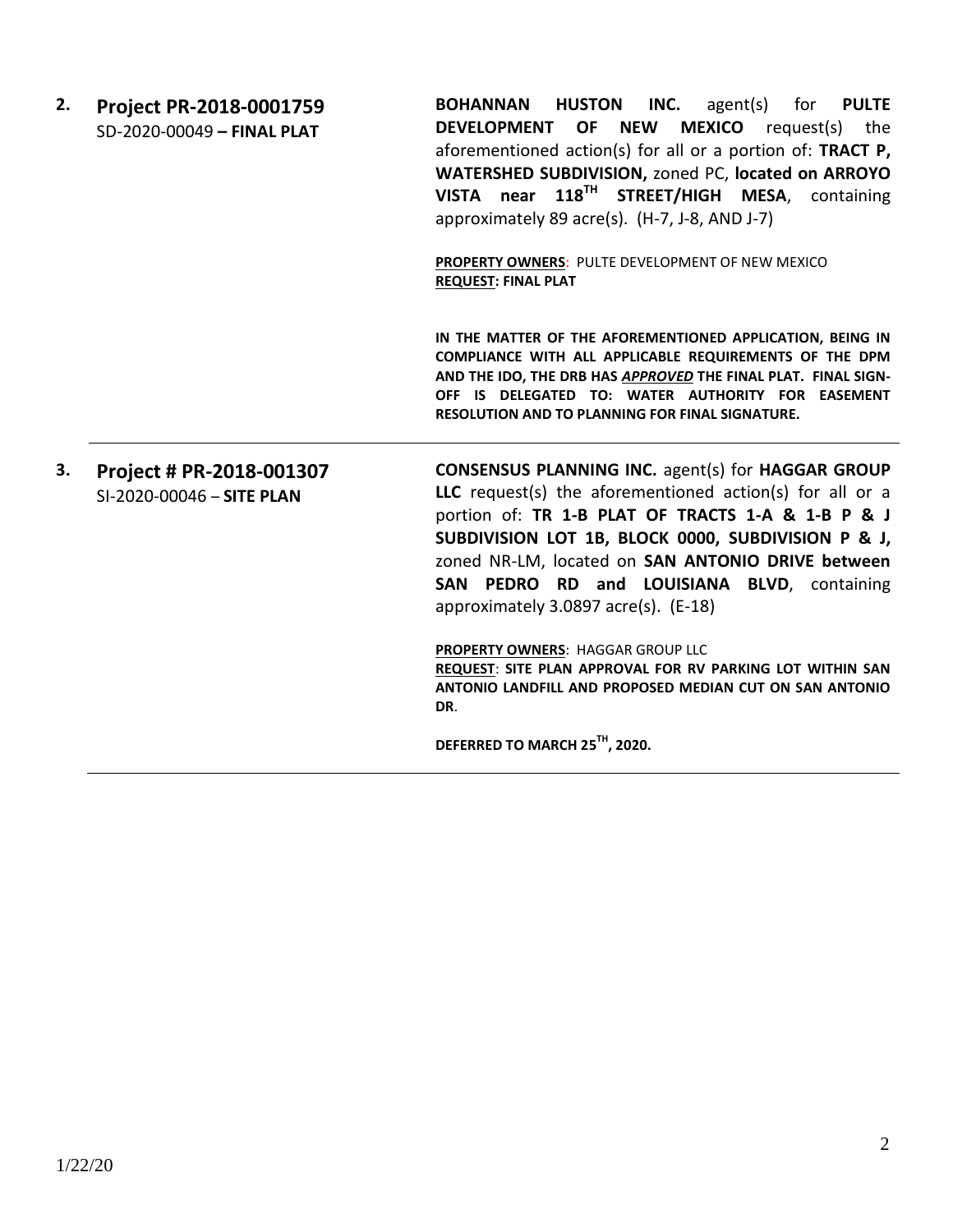**2. Project PR-2018-0001759**
SD-2020-00049 **– FINAL PLAT**

**BOHANNAN HUSTON INC.** agent(s) for **PULTE DEVELOPMENT OF NEW MEXICO** request(s) the aforementioned action(s) for all or a portion of: **TRACT P, WATERSHED SUBDIVISION,** zoned PC, **located on ARROYO VISTA near 118TH STREET/HIGH MESA**, containing approximately 89 acre(s). (H-7, J-8, AND J-7)

**PROPERTY OWNERS**: PULTE DEVELOPMENT OF NEW MEXICO
**REQUEST: FINAL PLAT**

**IN THE MATTER OF THE AFOREMENTIONED APPLICATION, BEING IN COMPLIANCE WITH ALL APPLICABLE REQUIREMENTS OF THE DPM AND THE IDO, THE DRB HAS *APPROVED* THE FINAL PLAT. FINAL SIGN-OFF IS DELEGATED TO: WATER AUTHORITY FOR EASEMENT RESOLUTION AND TO PLANNING FOR FINAL SIGNATURE.**

---

**3. Project # PR-2018-001307**
SI-2020-00046 – **SITE PLAN**

**CONSENSUS PLANNING INC.** agent(s) for **HAGGAR GROUP LLC** request(s) the aforementioned action(s) for all or a portion of: **TR 1-B PLAT OF TRACTS 1-A & 1-B P & J SUBDIVISION LOT 1B, BLOCK 0000, SUBDIVISION P & J,** zoned NR-LM, located on **SAN ANTONIO DRIVE between SAN PEDRO RD and LOUISIANA BLVD**, containing approximately 3.0897 acre(s). (E-18)

**PROPERTY OWNERS**: HAGGAR GROUP LLC
**REQUEST**: **SITE PLAN APPROVAL FOR RV PARKING LOT WITHIN SAN ANTONIO LANDFILL AND PROPOSED MEDIAN CUT ON SAN ANTONIO DR**.

**DEFERRED TO MARCH 25TH, 2020.**

1/22/20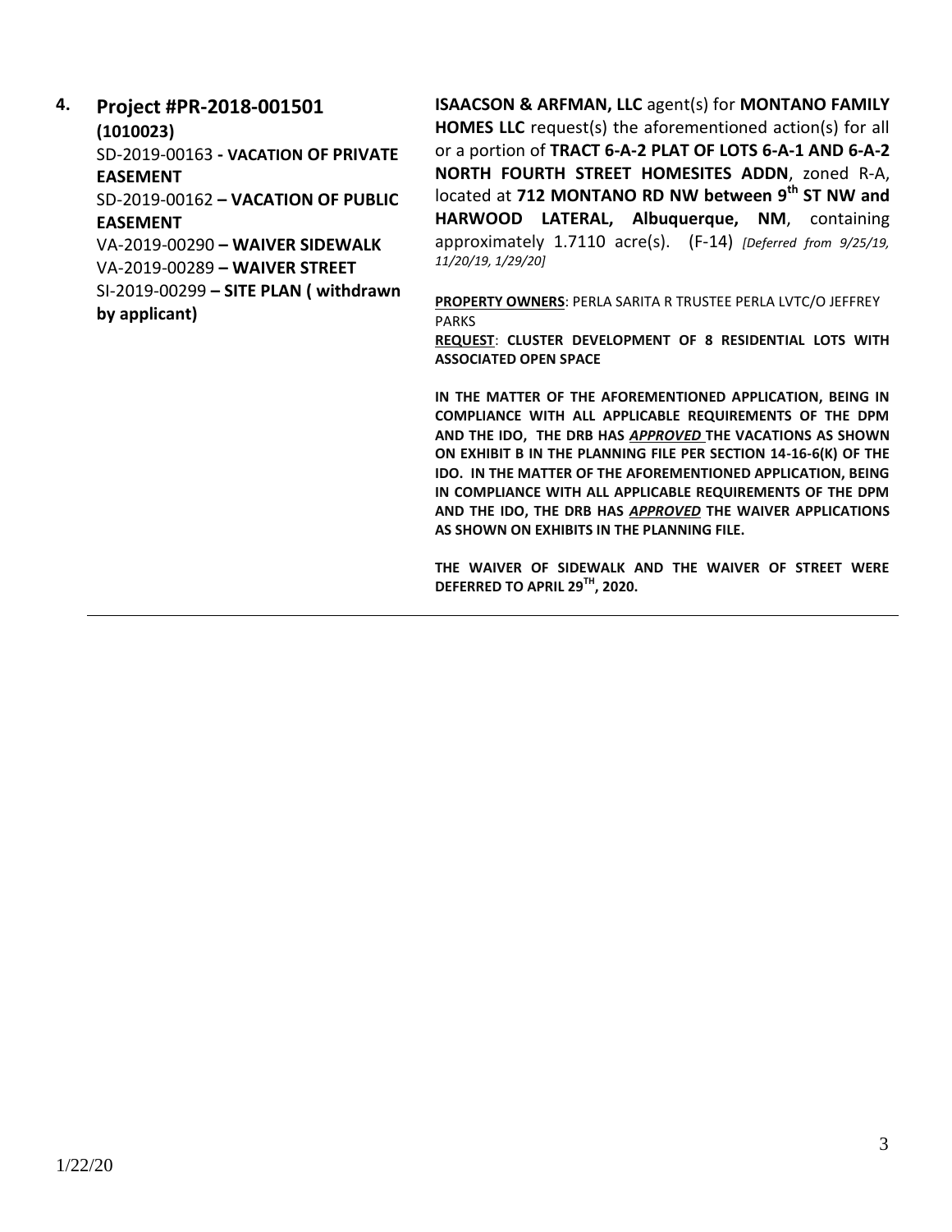**4. Project #PR-2018-001501 (1010023)**

SD-2019-00163 **- VACATION OF PRIVATE EASEMENT**

SD-2019-00162 **– VACATION OF PUBLIC EASEMENT**

VA-2019-00290 **– WAIVER SIDEWALK**

VA-2019-00289 **– WAIVER STREET**

SI-2019-00299 **– SITE PLAN ( withdrawn by applicant)**

**ISAACSON & ARFMAN, LLC** agent(s) for **MONTANO FAMILY HOMES LLC** request(s) the aforementioned action(s) for all or a portion of **TRACT 6-A-2 PLAT OF LOTS 6-A-1 AND 6-A-2 NORTH FOURTH STREET HOMESITES ADDN**, zoned R-A, located at **712 MONTANO RD NW between 9th ST NW and HARWOOD LATERAL, Albuquerque, NM**, containing approximately 1.7110 acre(s). (F-14) *[Deferred from 9/25/19, 11/20/19, 1/29/20]*

**PROPERTY OWNERS**: PERLA SARITA R TRUSTEE PERLA LVTC/O JEFFREY PARKS

**REQUEST**: **CLUSTER DEVELOPMENT OF 8 RESIDENTIAL LOTS WITH ASSOCIATED OPEN SPACE**

**IN THE MATTER OF THE AFOREMENTIONED APPLICATION, BEING IN COMPLIANCE WITH ALL APPLICABLE REQUIREMENTS OF THE DPM AND THE IDO, THE DRB HAS *APPROVED* THE VACATIONS AS SHOWN ON EXHIBIT B IN THE PLANNING FILE PER SECTION 14-16-6(K) OF THE IDO. IN THE MATTER OF THE AFOREMENTIONED APPLICATION, BEING IN COMPLIANCE WITH ALL APPLICABLE REQUIREMENTS OF THE DPM AND THE IDO, THE DRB HAS *APPROVED* THE WAIVER APPLICATIONS AS SHOWN ON EXHIBITS IN THE PLANNING FILE.**

**THE WAIVER OF SIDEWALK AND THE WAIVER OF STREET WERE DEFERRED TO APRIL 29TH, 2020.**

1/22/20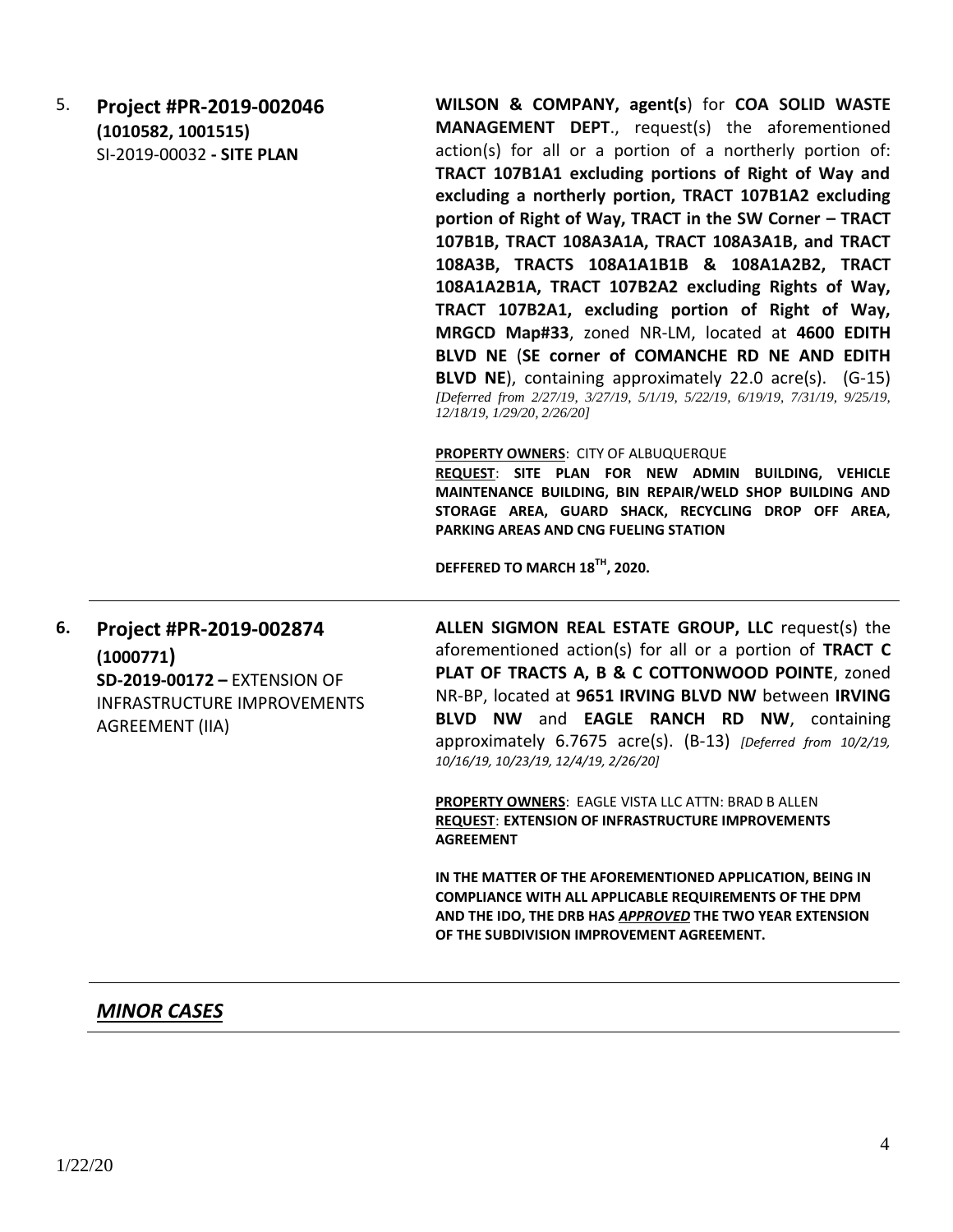5. **Project #PR-2019-002046**
**(1010582, 1001515)**
SI-2019-00032 **- SITE PLAN**

**WILSON & COMPANY, agent(s**) for **COA SOLID WASTE MANAGEMENT DEPT**., request(s) the aforementioned action(s) for all or a portion of a northerly portion of: **TRACT 107B1A1 excluding portions of Right of Way and excluding a northerly portion, TRACT 107B1A2 excluding portion of Right of Way, TRACT in the SW Corner – TRACT 107B1B, TRACT 108A3A1A, TRACT 108A3A1B, and TRACT 108A3B, TRACTS 108A1A1B1B & 108A1A2B2, TRACT 108A1A2B1A, TRACT 107B2A2 excluding Rights of Way, TRACT 107B2A1, excluding portion of Right of Way, MRGCD Map#33**, zoned NR-LM, located at **4600 EDITH BLVD NE** (**SE corner of COMANCHE RD NE AND EDITH BLVD NE**), containing approximately 22.0 acre(s). (G-15) *[Deferred from 2/27/19, 3/27/19, 5/1/19, 5/22/19, 6/19/19, 7/31/19, 9/25/19, 12/18/19, 1/29/20, 2/26/20]*

**PROPERTY OWNERS**: CITY OF ALBUQUERQUE
**REQUEST**: **SITE PLAN FOR NEW ADMIN BUILDING, VEHICLE MAINTENANCE BUILDING, BIN REPAIR/WELD SHOP BUILDING AND STORAGE AREA, GUARD SHACK, RECYCLING DROP OFF AREA, PARKING AREAS AND CNG FUELING STATION**

**DEFFERED TO MARCH 18TH, 2020.**

---

6. **Project #PR-2019-002874**
**(1000771)**
**SD-2019-00172 –** EXTENSION OF INFRASTRUCTURE IMPROVEMENTS AGREEMENT (IIA)

**ALLEN SIGMON REAL ESTATE GROUP, LLC** request(s) the aforementioned action(s) for all or a portion of **TRACT C PLAT OF TRACTS A, B & C COTTONWOOD POINTE**, zoned NR-BP, located at **9651 IRVING BLVD NW** between **IRVING BLVD NW** and **EAGLE RANCH RD NW**, containing approximately 6.7675 acre(s). (B-13) *[Deferred from 10/2/19, 10/16/19, 10/23/19, 12/4/19, 2/26/20]*

**PROPERTY OWNERS**: EAGLE VISTA LLC ATTN: BRAD B ALLEN
**REQUEST**: **EXTENSION OF INFRASTRUCTURE IMPROVEMENTS AGREEMENT**

**IN THE MATTER OF THE AFOREMENTIONED APPLICATION, BEING IN COMPLIANCE WITH ALL APPLICABLE REQUIREMENTS OF THE DPM AND THE IDO, THE DRB HAS *APPROVED* THE TWO YEAR EXTENSION OF THE SUBDIVISION IMPROVEMENT AGREEMENT.**

---

## ***MINOR CASES***

1/22/20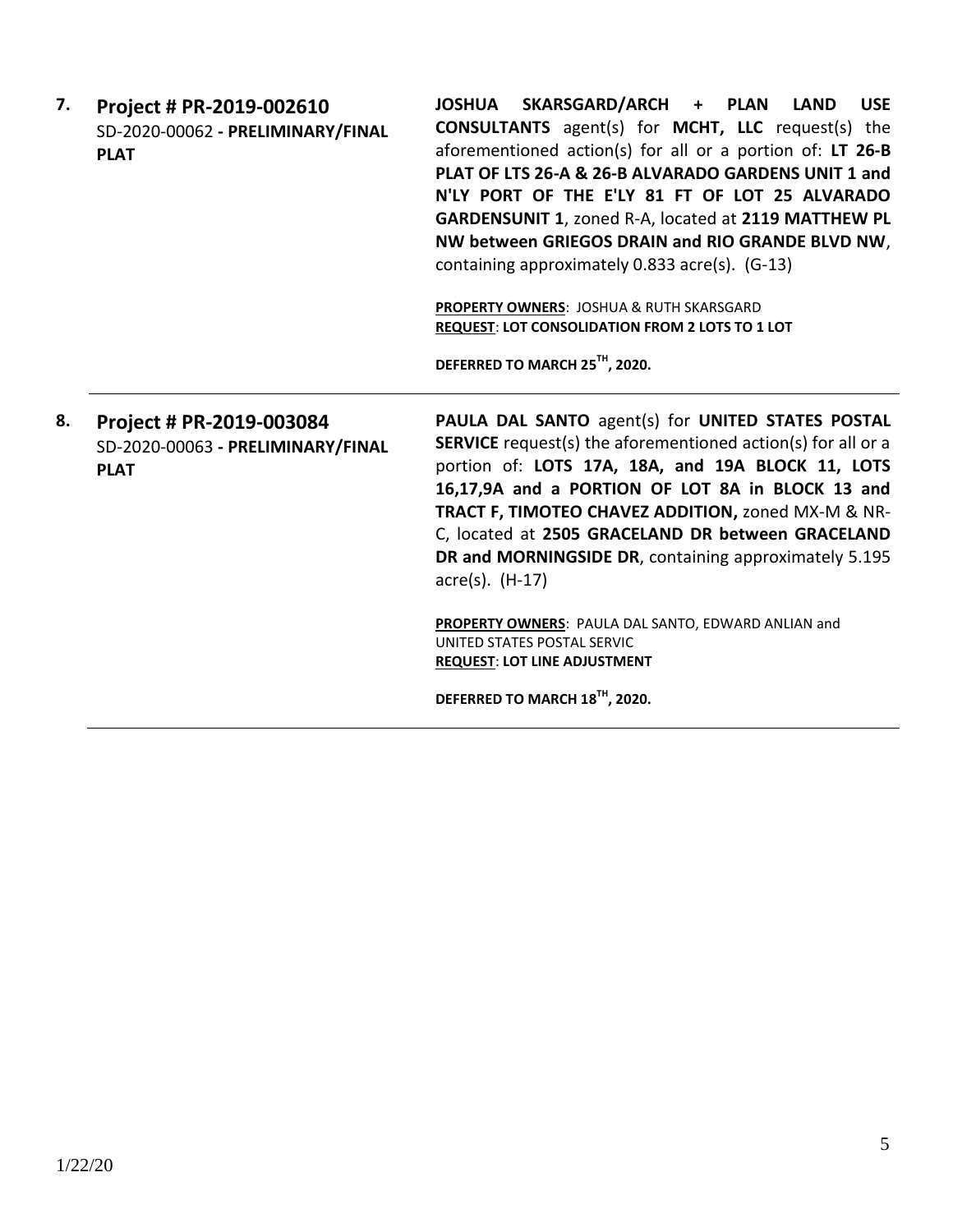**7. Project # PR-2019-002610**
SD-2020-00062 **- PRELIMINARY/FINAL PLAT**

**JOSHUA SKARSGARD/ARCH + PLAN LAND USE CONSULTANTS** agent(s) for **MCHT, LLC** request(s) the aforementioned action(s) for all or a portion of: **LT 26-B PLAT OF LTS 26-A & 26-B ALVARADO GARDENS UNIT 1 and N'LY PORT OF THE E'LY 81 FT OF LOT 25 ALVARADO GARDENSUNIT 1**, zoned R-A, located at **2119 MATTHEW PL NW between GRIEGOS DRAIN and RIO GRANDE BLVD NW**, containing approximately 0.833 acre(s). (G-13)

**PROPERTY OWNERS**: JOSHUA & RUTH SKARSGARD
**REQUEST**: **LOT CONSOLIDATION FROM 2 LOTS TO 1 LOT**

**DEFERRED TO MARCH 25TH, 2020.**

---

**8. Project # PR-2019-003084**
SD-2020-00063 **- PRELIMINARY/FINAL PLAT**

**PAULA DAL SANTO** agent(s) for **UNITED STATES POSTAL SERVICE** request(s) the aforementioned action(s) for all or a portion of: **LOTS 17A, 18A, and 19A BLOCK 11, LOTS 16,17,9A and a PORTION OF LOT 8A in BLOCK 13 and TRACT F, TIMOTEO CHAVEZ ADDITION,** zoned MX-M & NR-C, located at **2505 GRACELAND DR between GRACELAND DR and MORNINGSIDE DR**, containing approximately 5.195 acre(s). (H-17)

**PROPERTY OWNERS**: PAULA DAL SANTO, EDWARD ANLIAN and UNITED STATES POSTAL SERVIC
**REQUEST**: **LOT LINE ADJUSTMENT**

**DEFERRED TO MARCH 18TH, 2020.**

---

1/22/20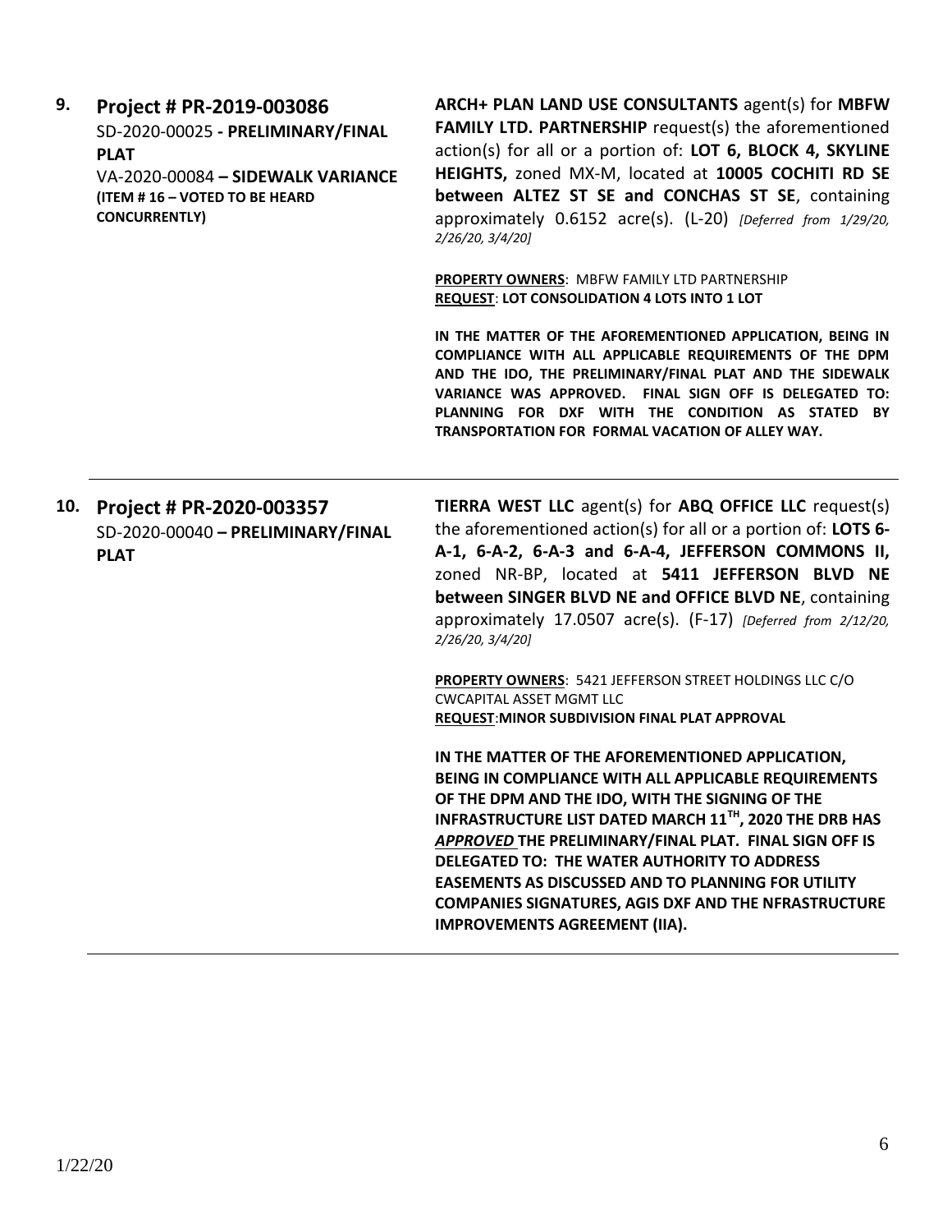**9. Project # PR-2019-003086**
SD-2020-00025 **- PRELIMINARY/FINAL PLAT**
VA-2020-00084 **– SIDEWALK VARIANCE (ITEM # 16 – VOTED TO BE HEARD CONCURRENTLY)**

**ARCH+ PLAN LAND USE CONSULTANTS** agent(s) for **MBFW FAMILY LTD. PARTNERSHIP** request(s) the aforementioned action(s) for all or a portion of: **LOT 6, BLOCK 4, SKYLINE HEIGHTS,** zoned MX-M, located at **10005 COCHITI RD SE between ALTEZ ST SE and CONCHAS ST SE**, containing approximately 0.6152 acre(s). (L-20) *[Deferred from 1/29/20, 2/26/20, 3/4/20]*

**PROPERTY OWNERS**: MBFW FAMILY LTD PARTNERSHIP
**REQUEST**: **LOT CONSOLIDATION 4 LOTS INTO 1 LOT**

**IN THE MATTER OF THE AFOREMENTIONED APPLICATION, BEING IN COMPLIANCE WITH ALL APPLICABLE REQUIREMENTS OF THE DPM AND THE IDO, THE PRELIMINARY/FINAL PLAT AND THE SIDEWALK VARIANCE WAS APPROVED. FINAL SIGN OFF IS DELEGATED TO: PLANNING FOR DXF WITH THE CONDITION AS STATED BY TRANSPORTATION FOR FORMAL VACATION OF ALLEY WAY.**

---

**10. Project # PR-2020-003357**
SD-2020-00040 **– PRELIMINARY/FINAL PLAT**

**TIERRA WEST LLC** agent(s) for **ABQ OFFICE LLC** request(s) the aforementioned action(s) for all or a portion of: **LOTS 6-A-1, 6-A-2, 6-A-3 and 6-A-4, JEFFERSON COMMONS II,** zoned NR-BP, located at **5411 JEFFERSON BLVD NE between SINGER BLVD NE and OFFICE BLVD NE**, containing approximately 17.0507 acre(s). (F-17) *[Deferred from 2/12/20, 2/26/20, 3/4/20]*

**PROPERTY OWNERS**: 5421 JEFFERSON STREET HOLDINGS LLC C/O CWCAPITAL ASSET MGMT LLC
**REQUEST**:**MINOR SUBDIVISION FINAL PLAT APPROVAL**

**IN THE MATTER OF THE AFOREMENTIONED APPLICATION, BEING IN COMPLIANCE WITH ALL APPLICABLE REQUIREMENTS OF THE DPM AND THE IDO, WITH THE SIGNING OF THE INFRASTRUCTURE LIST DATED MARCH 11TH, 2020 THE DRB HAS *APPROVED* THE PRELIMINARY/FINAL PLAT. FINAL SIGN OFF IS DELEGATED TO: THE WATER AUTHORITY TO ADDRESS EASEMENTS AS DISCUSSED AND TO PLANNING FOR UTILITY COMPANIES SIGNATURES, AGIS DXF AND THE NFRASTRUCTURE IMPROVEMENTS AGREEMENT (IIA).**

---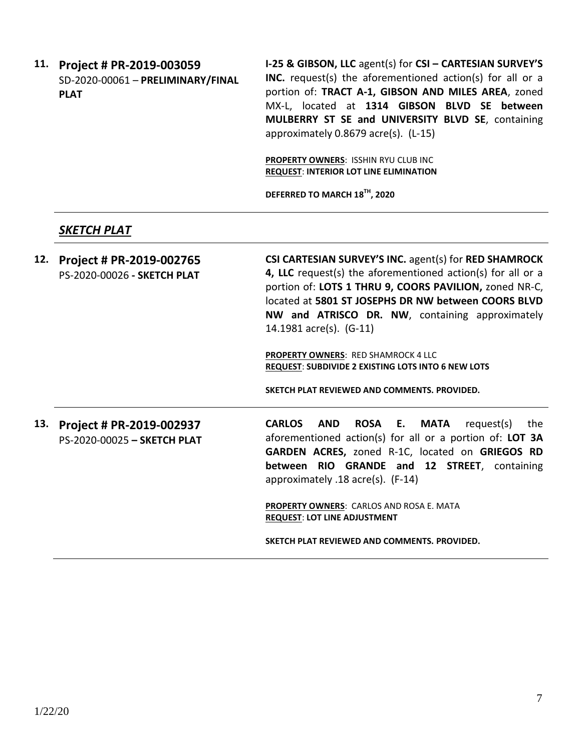**11. Project # PR-2019-003059**
SD-2020-00061 – **PRELIMINARY/FINAL PLAT**

**I-25 & GIBSON, LLC** agent(s) for **CSI – CARTESIAN SURVEY'S INC.** request(s) the aforementioned action(s) for all or a portion of: **TRACT A-1, GIBSON AND MILES AREA**, zoned MX-L, located at **1314 GIBSON BLVD SE between MULBERRY ST SE and UNIVERSITY BLVD SE**, containing approximately 0.8679 acre(s). (L-15)

**PROPERTY OWNERS**: ISSHIN RYU CLUB INC
**REQUEST**: **INTERIOR LOT LINE ELIMINATION**

**DEFERRED TO MARCH 18TH, 2020**

---

## *SKETCH PLAT*

---

**12. Project # PR-2019-002765**
PS-2020-00026 **- SKETCH PLAT**

**CSI CARTESIAN SURVEY'S INC.** agent(s) for **RED SHAMROCK 4, LLC** request(s) the aforementioned action(s) for all or a portion of: **LOTS 1 THRU 9, COORS PAVILION,** zoned NR-C, located at **5801 ST JOSEPHS DR NW between COORS BLVD NW and ATRISCO DR. NW**, containing approximately 14.1981 acre(s). (G-11)

**PROPERTY OWNERS**: RED SHAMROCK 4 LLC
**REQUEST**: **SUBDIVIDE 2 EXISTING LOTS INTO 6 NEW LOTS**

**SKETCH PLAT REVIEWED AND COMMENTS. PROVIDED.**

---

**13. Project # PR-2019-002937**
PS-2020-00025 **– SKETCH PLAT**

**CARLOS AND ROSA E. MATA** request(s) the aforementioned action(s) for all or a portion of: **LOT 3A GARDEN ACRES,** zoned R-1C, located on **GRIEGOS RD between RIO GRANDE and 12 STREET**, containing approximately .18 acre(s). (F-14)

**PROPERTY OWNERS**: CARLOS AND ROSA E. MATA
**REQUEST**: **LOT LINE ADJUSTMENT**

**SKETCH PLAT REVIEWED AND COMMENTS. PROVIDED.**

---

1/22/20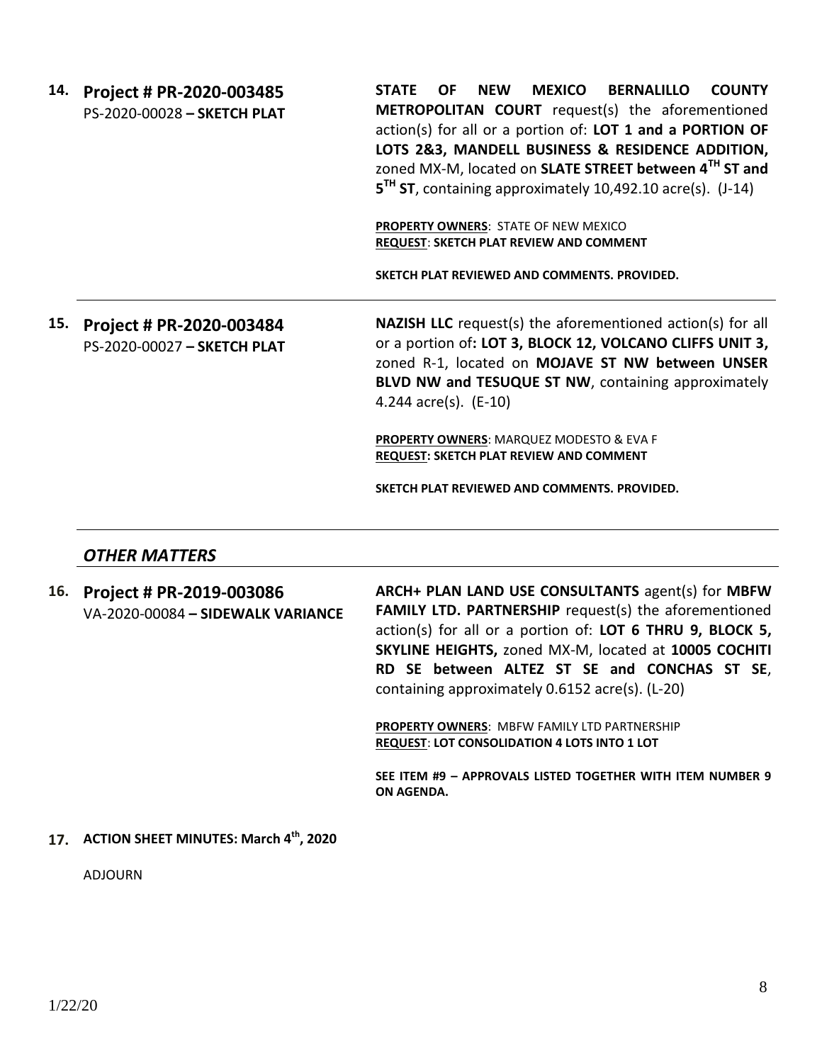**14. Project # PR-2020-003485**
PS-2020-00028 **– SKETCH PLAT**

**STATE OF NEW MEXICO BERNALILLO COUNTY METROPOLITAN COURT** request(s) the aforementioned action(s) for all or a portion of: **LOT 1 and a PORTION OF LOTS 2&3, MANDELL BUSINESS & RESIDENCE ADDITION,** zoned MX-M, located on **SLATE STREET between 4TH ST and 5TH ST**, containing approximately 10,492.10 acre(s). (J-14)

**PROPERTY OWNERS**: STATE OF NEW MEXICO
**REQUEST**: **SKETCH PLAT REVIEW AND COMMENT**

**SKETCH PLAT REVIEWED AND COMMENTS. PROVIDED.**

---

**15. Project # PR-2020-003484**
PS-2020-00027 **– SKETCH PLAT**

**NAZISH LLC** request(s) the aforementioned action(s) for all or a portion of**: LOT 3, BLOCK 12, VOLCANO CLIFFS UNIT 3,** zoned R-1, located on **MOJAVE ST NW between UNSER BLVD NW and TESUQUE ST NW**, containing approximately 4.244 acre(s). (E-10)

**PROPERTY OWNERS**: MARQUEZ MODESTO & EVA F
**REQUEST: SKETCH PLAT REVIEW AND COMMENT**

**SKETCH PLAT REVIEWED AND COMMENTS. PROVIDED.**

---

## *OTHER MATTERS*

**16. Project # PR-2019-003086**
VA-2020-00084 **– SIDEWALK VARIANCE**

**ARCH+ PLAN LAND USE CONSULTANTS** agent(s) for **MBFW FAMILY LTD. PARTNERSHIP** request(s) the aforementioned action(s) for all or a portion of: **LOT 6 THRU 9, BLOCK 5, SKYLINE HEIGHTS,** zoned MX-M, located at **10005 COCHITI RD SE between ALTEZ ST SE and CONCHAS ST SE**, containing approximately 0.6152 acre(s). (L-20)

**PROPERTY OWNERS**: MBFW FAMILY LTD PARTNERSHIP
**REQUEST**: **LOT CONSOLIDATION 4 LOTS INTO 1 LOT**

**SEE ITEM #9 – APPROVALS LISTED TOGETHER WITH ITEM NUMBER 9 ON AGENDA.**

**17. ACTION SHEET MINUTES: March 4th, 2020**

ADJOURN